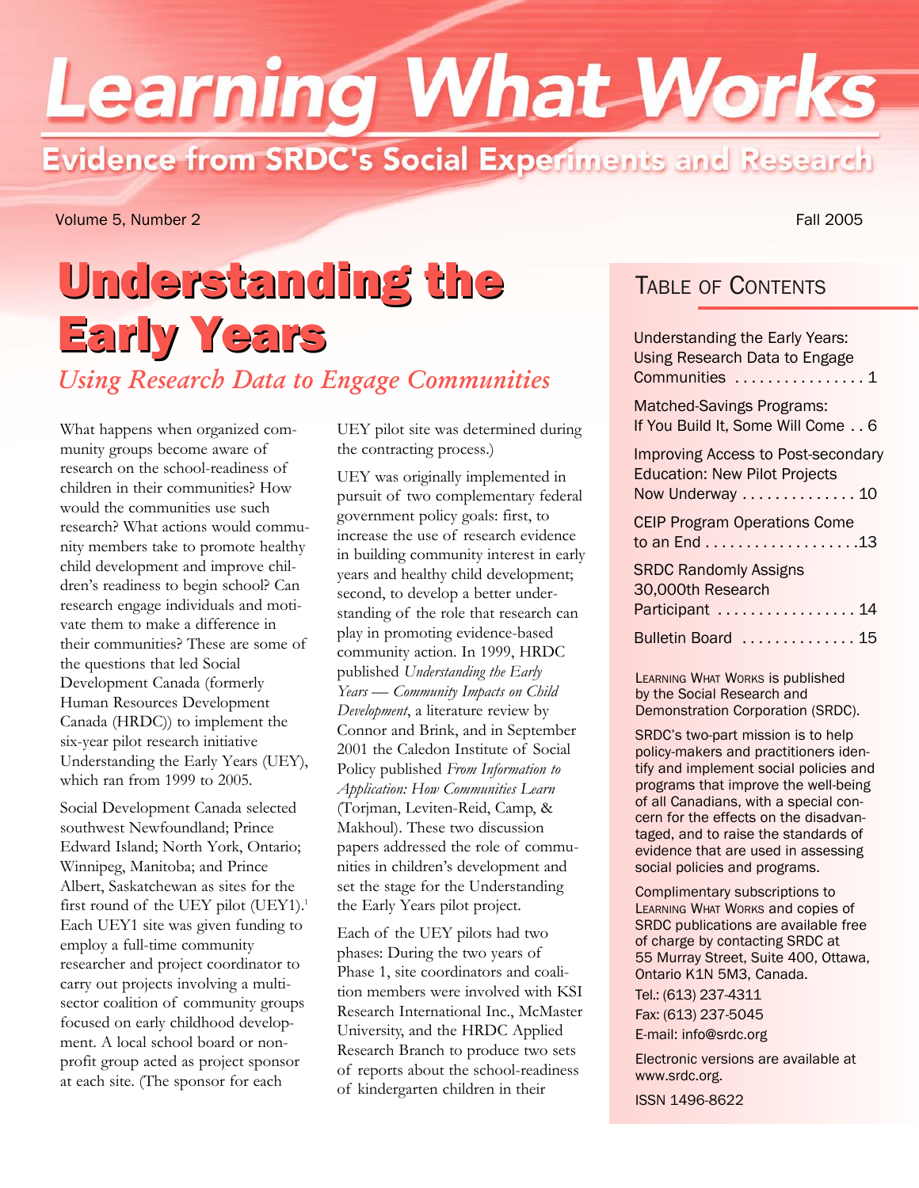# Learning What Works

## Evidence from SRDC's Social Experiments and Research

Volume 5, Number 2 — Fall 2005

# Understanding the Early Years

## *Using Research Data to Engage Communities*

What happens when organized community groups become aware of research on the school-readiness of children in their communities? How would the communities use such research? What actions would community members take to promote healthy child development and improve children's readiness to begin school? Can research engage individuals and motivate them to make a difference in their communities? These are some of the questions that led Social Development Canada (formerly Human Resources Development Canada (HRDC)) to implement the six-year pilot research initiative Understanding the Early Years (UEY), which ran from 1999 to 2005.

Social Development Canada selected southwest Newfoundland; Prince Edward Island; North York, Ontario; Winnipeg, Manitoba; and Prince Albert, Saskatchewan as sites for the first round of the UEY pilot (UEY1).[1] Each UEY1 site was given funding to employ a full-time community researcher and project coordinator to carry out projects involving a multi-sector coalition of community groups focused on early childhood development. A local school board or non-profit group acted as project sponsor at each site. (The sponsor for each UEY pilot site was determined during the contracting process.)

UEY was originally implemented in pursuit of two complementary federal government policy goals: first, to increase the use of research evidence in building community interest in early years and healthy child development; second, to develop a better understanding of the role that research can play in promoting evidence-based community action. In 1999, HRDC published *Understanding the Early Years — Community Impacts on Child Development*, a literature review by Connor and Brink, and in September 2001 the Caledon Institute of Social Policy published *From Information to Application: How Communities Learn* (Torjman, Leviten-Reid, Camp, & Makhoul). These two discussion papers addressed the role of communities in children's development and set the stage for the Understanding the Early Years pilot project.

Each of the UEY pilots had two phases: During the two years of Phase 1, site coordinators and coalition members were involved with KSI Research International Inc., McMaster University, and the HRDC Applied Research Branch to produce two sets of reports about the school-readiness of kindergarten children in their

---

## Table of Contents

- Understanding the Early Years: Using Research Data to Engage Communities . . . . . 1
- Matched-Savings Programs: If You Build It, Some Will Come . . 6
- Improving Access to Post-secondary Education: New Pilot Projects Now Underway . . . . . 10
- CEIP Program Operations Come to an End . . . . . 13
- SRDC Randomly Assigns 30,000th Research Participant . . . . . 14
- Bulletin Board . . . . . 15

Learning What Works is published by the Social Research and Demonstration Corporation (SRDC).

SRDC's two-part mission is to help policy-makers and practitioners identify and implement social policies and programs that improve the well-being of all Canadians, with a special concern for the effects on the disadvantaged, and to raise the standards of evidence that are used in assessing social policies and programs.

Complimentary subscriptions to Learning What Works and copies of SRDC publications are available free of charge by contacting SRDC at 55 Murray Street, Suite 400, Ottawa, Ontario K1N 5M3, Canada.

Tel.: (613) 237-4311
Fax: (613) 237-5045
E-mail: info@srdc.org

Electronic versions are available at www.srdc.org.

ISSN 1496-8622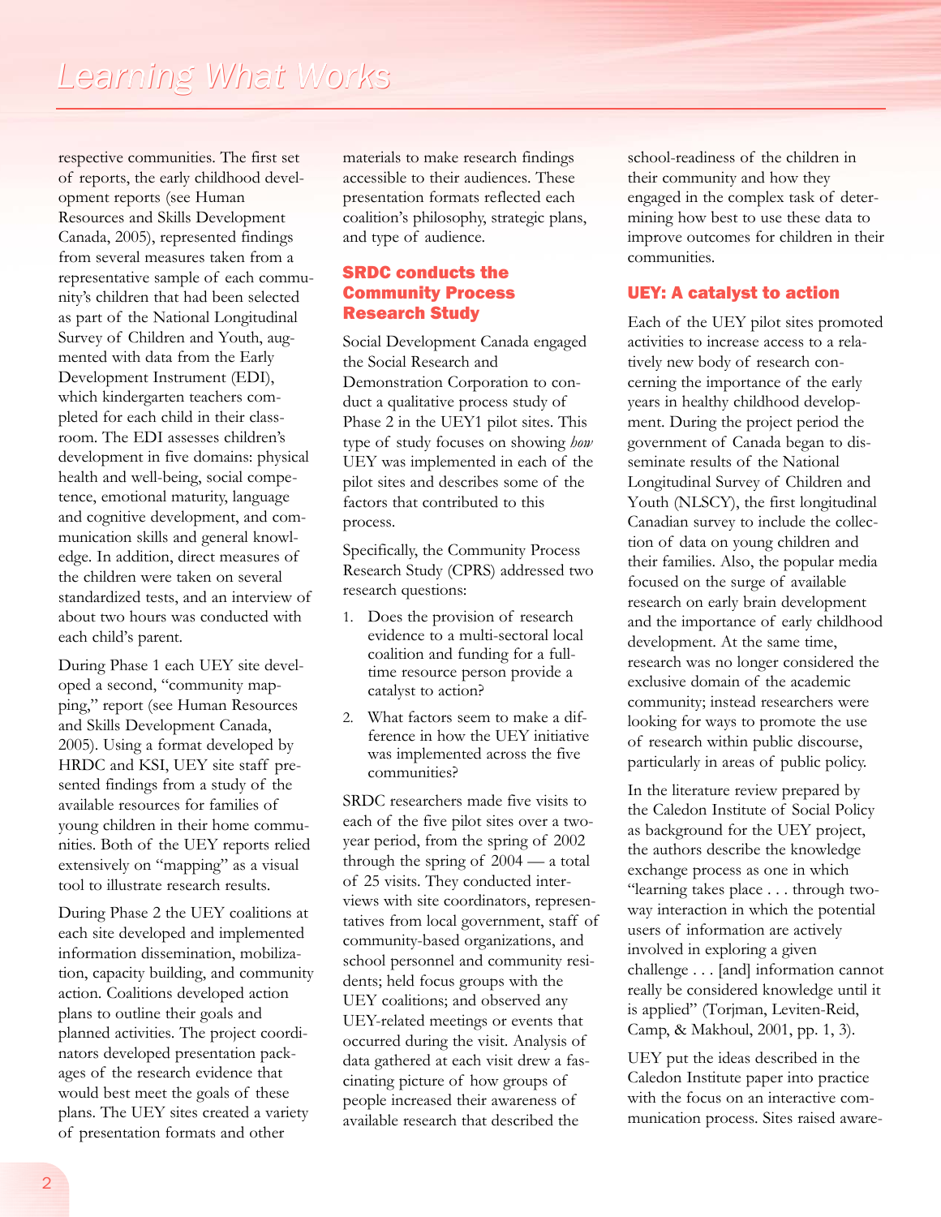respective communities. The first set of reports, the early childhood development reports (see Human Resources and Skills Development Canada, 2005), represented findings from several measures taken from a representative sample of each community's children that had been selected as part of the National Longitudinal Survey of Children and Youth, augmented with data from the Early Development Instrument (EDI), which kindergarten teachers completed for each child in their classroom. The EDI assesses children's development in five domains: physical health and well-being, social competence, emotional maturity, language and cognitive development, and communication skills and general knowledge. In addition, direct measures of the children were taken on several standardized tests, and an interview of about two hours was conducted with each child's parent.

During Phase 1 each UEY site developed a second, "community mapping," report (see Human Resources and Skills Development Canada, 2005). Using a format developed by HRDC and KSI, UEY site staff presented findings from a study of the available resources for families of young children in their home communities. Both of the UEY reports relied extensively on "mapping" as a visual tool to illustrate research results.

During Phase 2 the UEY coalitions at each site developed and implemented information dissemination, mobilization, capacity building, and community action. Coalitions developed action plans to outline their goals and planned activities. The project coordinators developed presentation packages of the research evidence that would best meet the goals of these plans. The UEY sites created a variety of presentation formats and other materials to make research findings accessible to their audiences. These presentation formats reflected each coalition's philosophy, strategic plans, and type of audience.

## SRDC conducts the Community Process Research Study

Social Development Canada engaged the Social Research and Demonstration Corporation to conduct a qualitative process study of Phase 2 in the UEY1 pilot sites. This type of study focuses on showing *how* UEY was implemented in each of the pilot sites and describes some of the factors that contributed to this process.

Specifically, the Community Process Research Study (CPRS) addressed two research questions:

1. Does the provision of research evidence to a multi-sectoral local coalition and funding for a full-time resource person provide a catalyst to action?
2. What factors seem to make a difference in how the UEY initiative was implemented across the five communities?

SRDC researchers made five visits to each of the five pilot sites over a two-year period, from the spring of 2002 through the spring of 2004 — a total of 25 visits. They conducted interviews with site coordinators, representatives from local government, staff of community-based organizations, and school personnel and community residents; held focus groups with the UEY coalitions; and observed any UEY-related meetings or events that occurred during the visit. Analysis of data gathered at each visit drew a fascinating picture of how groups of people increased their awareness of available research that described the school-readiness of the children in their community and how they engaged in the complex task of determining how best to use these data to improve outcomes for children in their communities.

## UEY: A catalyst to action

Each of the UEY pilot sites promoted activities to increase access to a relatively new body of research concerning the importance of the early years in healthy childhood development. During the project period the government of Canada began to disseminate results of the National Longitudinal Survey of Children and Youth (NLSCY), the first longitudinal Canadian survey to include the collection of data on young children and their families. Also, the popular media focused on the surge of available research on early brain development and the importance of early childhood development. At the same time, research was no longer considered the exclusive domain of the academic community; instead researchers were looking for ways to promote the use of research within public discourse, particularly in areas of public policy.

In the literature review prepared by the Caledon Institute of Social Policy as background for the UEY project, the authors describe the knowledge exchange process as one in which "learning takes place . . . through two-way interaction in which the potential users of information are actively involved in exploring a given challenge . . . [and] information cannot really be considered knowledge until it is applied" (Torjman, Leviten-Reid, Camp, & Makhoul, 2001, pp. 1, 3).

UEY put the ideas described in the Caledon Institute paper into practice with the focus on an interactive communication process. Sites raised aware-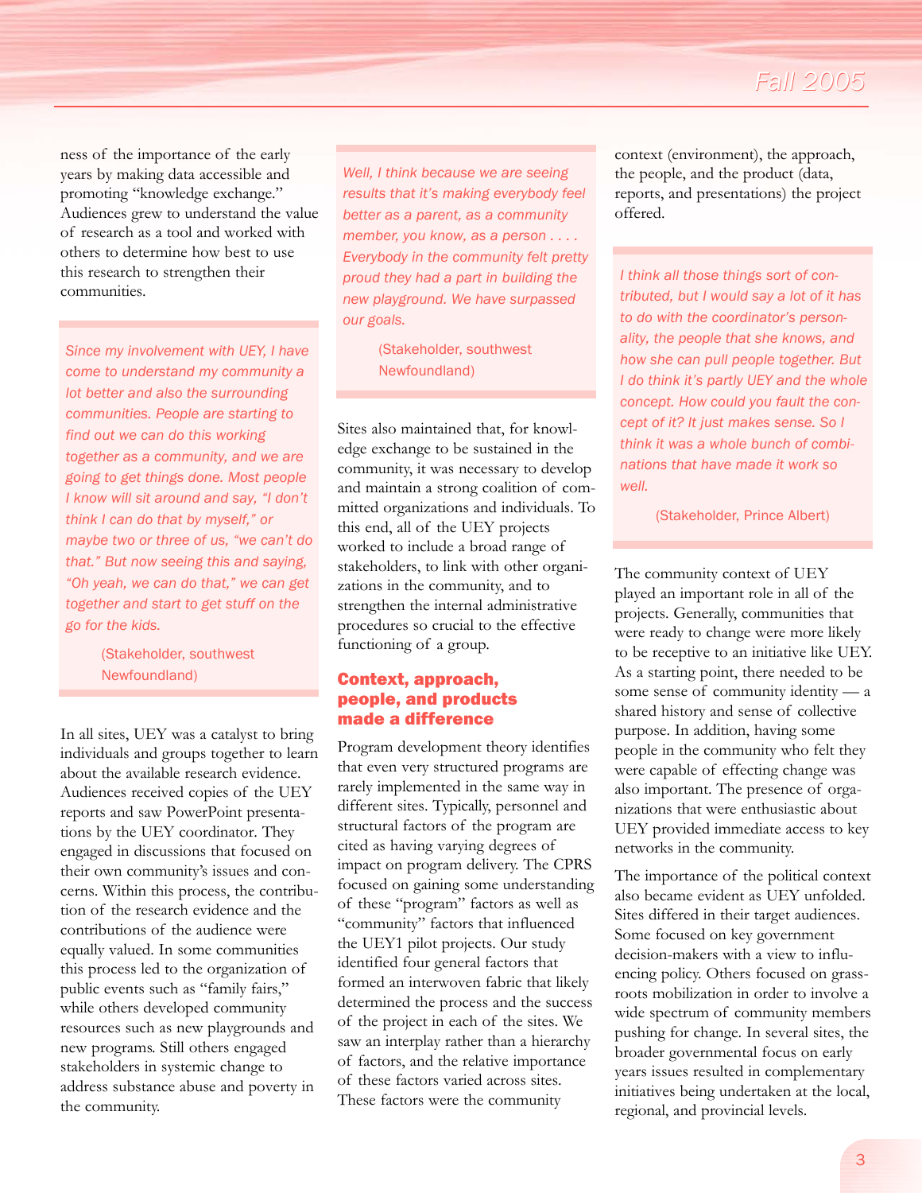ness of the importance of the early years by making data accessible and promoting "knowledge exchange." Audiences grew to understand the value of research as a tool and worked with others to determine how best to use this research to strengthen their communities.

> *Since my involvement with UEY, I have come to understand my community a lot better and also the surrounding communities. People are starting to find out we can do this working together as a community, and we are going to get things done. Most people I know will sit around and say, "I don't think I can do that by myself," or maybe two or three of us, "we can't do that." But now seeing this and saying, "Oh yeah, we can do that," we can get together and start to get stuff on the go for the kids.*
>
> (Stakeholder, southwest Newfoundland)

In all sites, UEY was a catalyst to bring individuals and groups together to learn about the available research evidence. Audiences received copies of the UEY reports and saw PowerPoint presentations by the UEY coordinator. They engaged in discussions that focused on their own community's issues and concerns. Within this process, the contribution of the research evidence and the contributions of the audience were equally valued. In some communities this process led to the organization of public events such as "family fairs," while others developed community resources such as new playgrounds and new programs. Still others engaged stakeholders in systemic change to address substance abuse and poverty in the community.

> *Well, I think because we are seeing results that it's making everybody feel better as a parent, as a community member, you know, as a person . . . . Everybody in the community felt pretty proud they had a part in building the new playground. We have surpassed our goals.*
>
> (Stakeholder, southwest Newfoundland)

Sites also maintained that, for knowledge exchange to be sustained in the community, it was necessary to develop and maintain a strong coalition of committed organizations and individuals. To this end, all of the UEY projects worked to include a broad range of stakeholders, to link with other organizations in the community, and to strengthen the internal administrative procedures so crucial to the effective functioning of a group.

## Context, approach, people, and products made a difference

Program development theory identifies that even very structured programs are rarely implemented in the same way in different sites. Typically, personnel and structural factors of the program are cited as having varying degrees of impact on program delivery. The CPRS focused on gaining some understanding of these "program" factors as well as "community" factors that influenced the UEY1 pilot projects. Our study identified four general factors that formed an interwoven fabric that likely determined the process and the success of the project in each of the sites. We saw an interplay rather than a hierarchy of factors, and the relative importance of these factors varied across sites. These factors were the community context (environment), the approach, the people, and the product (data, reports, and presentations) the project offered.

> *I think all those things sort of contributed, but I would say a lot of it has to do with the coordinator's personality, the people that she knows, and how she can pull people together. But I do think it's partly UEY and the whole concept. How could you fault the concept of it? It just makes sense. So I think it was a whole bunch of combinations that have made it work so well.*
>
> (Stakeholder, Prince Albert)

The community context of UEY played an important role in all of the projects. Generally, communities that were ready to change were more likely to be receptive to an initiative like UEY. As a starting point, there needed to be some sense of community identity — a shared history and sense of collective purpose. In addition, having some people in the community who felt they were capable of effecting change was also important. The presence of organizations that were enthusiastic about UEY provided immediate access to key networks in the community.

The importance of the political context also became evident as UEY unfolded. Sites differed in their target audiences. Some focused on key government decision-makers with a view to influencing policy. Others focused on grassroots mobilization in order to involve a wide spectrum of community members pushing for change. In several sites, the broader governmental focus on early years issues resulted in complementary initiatives being undertaken at the local, regional, and provincial levels.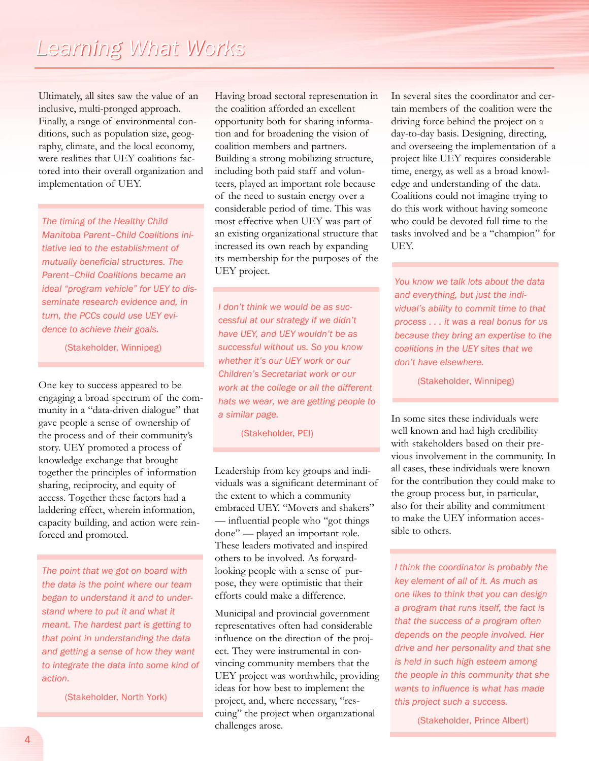# Learning What Works

Ultimately, all sites saw the value of an inclusive, multi-pronged approach. Finally, a range of environmental conditions, such as population size, geography, climate, and the local economy, were realities that UEY coalitions factored into their overall organization and implementation of UEY.

> *The timing of the Healthy Child Manitoba Parent–Child Coalitions initiative led to the establishment of mutually beneficial structures. The Parent–Child Coalitions became an ideal "program vehicle" for UEY to disseminate research evidence and, in turn, the PCCs could use UEY evidence to achieve their goals.*
>
> (Stakeholder, Winnipeg)

One key to success appeared to be engaging a broad spectrum of the community in a "data-driven dialogue" that gave people a sense of ownership of the process and of their community's story. UEY promoted a process of knowledge exchange that brought together the principles of information sharing, reciprocity, and equity of access. Together these factors had a laddering effect, wherein information, capacity building, and action were reinforced and promoted.

> *The point that we got on board with the data is the point where our team began to understand it and to understand where to put it and what it meant. The hardest part is getting to that point in understanding the data and getting a sense of how they want to integrate the data into some kind of action.*
>
> (Stakeholder, North York)

Having broad sectoral representation in the coalition afforded an excellent opportunity both for sharing information and for broadening the vision of coalition members and partners. Building a strong mobilizing structure, including both paid staff and volunteers, played an important role because of the need to sustain energy over a considerable period of time. This was most effective when UEY was part of an existing organizational structure that increased its own reach by expanding its membership for the purposes of the UEY project.

> *I don't think we would be as successful at our strategy if we didn't have UEY, and UEY wouldn't be as successful without us. So you know whether it's our UEY work or our Children's Secretariat work or our work at the college or all the different hats we wear, we are getting people to a similar page.*
>
> (Stakeholder, PEI)

Leadership from key groups and individuals was a significant determinant of the extent to which a community embraced UEY. "Movers and shakers" — influential people who "got things done" — played an important role. These leaders motivated and inspired others to be involved. As forward-looking people with a sense of purpose, they were optimistic that their efforts could make a difference.

Municipal and provincial government representatives often had considerable influence on the direction of the project. They were instrumental in convincing community members that the UEY project was worthwhile, providing ideas for how best to implement the project, and, where necessary, "rescuing" the project when organizational challenges arose.

In several sites the coordinator and certain members of the coalition were the driving force behind the project on a day-to-day basis. Designing, directing, and overseeing the implementation of a project like UEY requires considerable time, energy, as well as a broad knowledge and understanding of the data. Coalitions could not imagine trying to do this work without having someone who could be devoted full time to the tasks involved and be a "champion" for UEY.

> *You know we talk lots about the data and everything, but just the individual's ability to commit time to that process . . . it was a real bonus for us because they bring an expertise to the coalitions in the UEY sites that we don't have elsewhere.*
>
> (Stakeholder, Winnipeg)

In some sites these individuals were well known and had high credibility with stakeholders based on their previous involvement in the community. In all cases, these individuals were known for the contribution they could make to the group process but, in particular, also for their ability and commitment to make the UEY information accessible to others.

> *I think the coordinator is probably the key element of all of it. As much as one likes to think that you can design a program that runs itself, the fact is that the success of a program often depends on the people involved. Her drive and her personality and that she is held in such high esteem among the people in this community that she wants to influence is what has made this project such a success.*
>
> (Stakeholder, Prince Albert)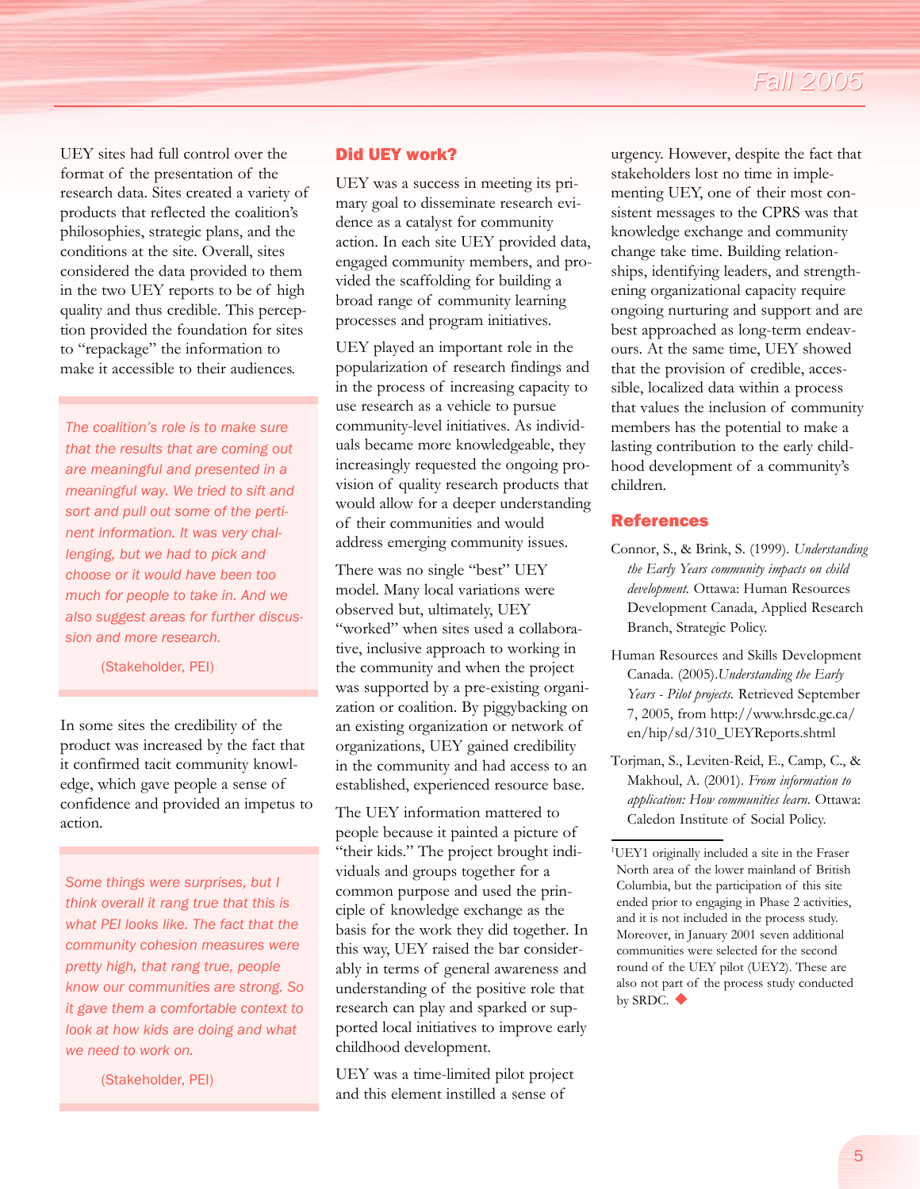UEY sites had full control over the format of the presentation of the research data. Sites created a variety of products that reflected the coalition's philosophies, strategic plans, and the conditions at the site. Overall, sites considered the data provided to them in the two UEY reports to be of high quality and thus credible. This perception provided the foundation for sites to "repackage" the information to make it accessible to their audiences.

> *The coalition's role is to make sure that the results that are coming out are meaningful and presented in a meaningful way. We tried to sift and sort and pull out some of the pertinent information. It was very challenging, but we had to pick and choose or it would have been too much for people to take in. And we also suggest areas for further discussion and more research.*
>
> (Stakeholder, PEI)

In some sites the credibility of the product was increased by the fact that it confirmed tacit community knowledge, which gave people a sense of confidence and provided an impetus to action.

> *Some things were surprises, but I think overall it rang true that this is what PEI looks like. The fact that the community cohesion measures were pretty high, that rang true, people know our communities are strong. So it gave them a comfortable context to look at how kids are doing and what we need to work on.*
>
> (Stakeholder, PEI)

## Did UEY work?

UEY was a success in meeting its primary goal to disseminate research evidence as a catalyst for community action. In each site UEY provided data, engaged community members, and provided the scaffolding for building a broad range of community learning processes and program initiatives.

UEY played an important role in the popularization of research findings and in the process of increasing capacity to use research as a vehicle to pursue community-level initiatives. As individuals became more knowledgeable, they increasingly requested the ongoing provision of quality research products that would allow for a deeper understanding of their communities and would address emerging community issues.

There was no single "best" UEY model. Many local variations were observed but, ultimately, UEY "worked" when sites used a collaborative, inclusive approach to working in the community and when the project was supported by a pre-existing organization or coalition. By piggybacking on an existing organization or network of organizations, UEY gained credibility in the community and had access to an established, experienced resource base.

The UEY information mattered to people because it painted a picture of "their kids." The project brought individuals and groups together for a common purpose and used the principle of knowledge exchange as the basis for the work they did together. In this way, UEY raised the bar considerably in terms of general awareness and understanding of the positive role that research can play and sparked or supported local initiatives to improve early childhood development.

UEY was a time-limited pilot project and this element instilled a sense of urgency. However, despite the fact that stakeholders lost no time in implementing UEY, one of their most consistent messages to the CPRS was that knowledge exchange and community change take time. Building relationships, identifying leaders, and strengthening organizational capacity require ongoing nurturing and support and are best approached as long-term endeavours. At the same time, UEY showed that the provision of credible, accessible, localized data within a process that values the inclusion of community members has the potential to make a lasting contribution to the early childhood development of a community's children.

## References

Connor, S., & Brink, S. (1999). *Understanding the Early Years community impacts on child development.* Ottawa: Human Resources Development Canada, Applied Research Branch, Strategic Policy.

Human Resources and Skills Development Canada. (2005).*Understanding the Early Years - Pilot projects.* Retrieved September 7, 2005, from http://www.hrsdc.gc.ca/en/hip/sd/310_UEYReports.shtml

Torjman, S., Leviten-Reid, E., Camp, C., & Makhoul, A. (2001). *From information to application: How communities learn.* Ottawa: Caledon Institute of Social Policy.

---

[1]UEY1 originally included a site in the Fraser North area of the lower mainland of British Columbia, but the participation of this site ended prior to engaging in Phase 2 activities, and it is not included in the process study. Moreover, in January 2001 seven additional communities were selected for the second round of the UEY pilot (UEY2). These are also not part of the process study conducted by SRDC. ◆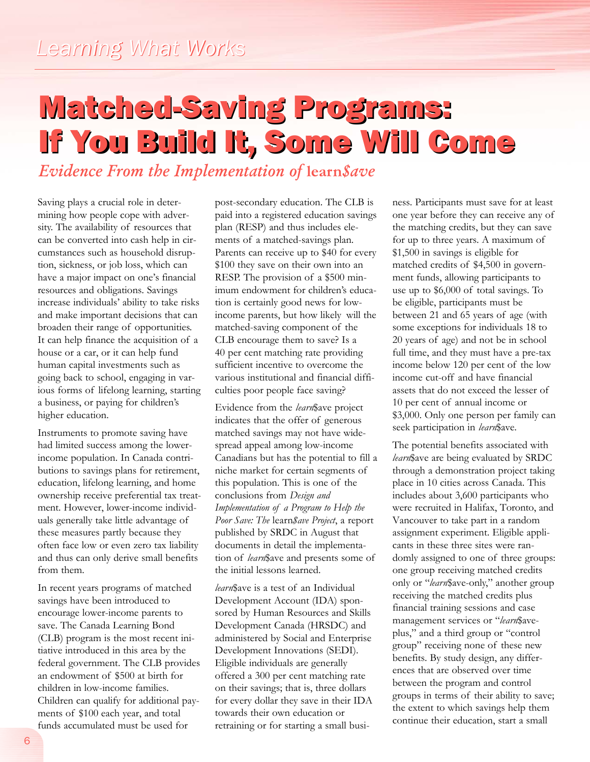# Matched-Saving Programs: If You Build It, Some Will Come

## *Evidence From the Implementation of learn$ave*

Saving plays a crucial role in determining how people cope with adversity. The availability of resources that can be converted into cash help in circumstances such as household disruption, sickness, or job loss, which can have a major impact on one's financial resources and obligations. Savings increase individuals' ability to take risks and make important decisions that can broaden their range of opportunities. It can help finance the acquisition of a house or a car, or it can help fund human capital investments such as going back to school, engaging in various forms of lifelong learning, starting a business, or paying for children's higher education.

Instruments to promote saving have had limited success among the lower-income population. In Canada contributions to savings plans for retirement, education, lifelong learning, and home ownership receive preferential tax treatment. However, lower-income individuals generally take little advantage of these measures partly because they often face low or even zero tax liability and thus can only derive small benefits from them.

In recent years programs of matched savings have been introduced to encourage lower-income parents to save. The Canada Learning Bond (CLB) program is the most recent initiative introduced in this area by the federal government. The CLB provides an endowment of $500 at birth for children in low-income families. Children can qualify for additional payments of $100 each year, and total funds accumulated must be used for post-secondary education. The CLB is paid into a registered education savings plan (RESP) and thus includes elements of a matched-savings plan. Parents can receive up to $40 for every $100 they save on their own into an RESP. The provision of a $500 minimum endowment for children's education is certainly good news for low-income parents, but how likely will the matched-saving component of the CLB encourage them to save? Is a 40 per cent matching rate providing sufficient incentive to overcome the various institutional and financial difficulties poor people face saving?

Evidence from the *learn*$ave project indicates that the offer of generous matched savings may not have widespread appeal among low-income Canadians but has the potential to fill a niche market for certain segments of this population. This is one of the conclusions from *Design and Implementation of a Program to Help the Poor Save: The* learn*$ave Project*, a report published by SRDC in August that documents in detail the implementation of *learn*$ave and presents some of the initial lessons learned.

*learn*$ave is a test of an Individual Development Account (IDA) sponsored by Human Resources and Skills Development Canada (HRSDC) and administered by Social and Enterprise Development Innovations (SEDI). Eligible individuals are generally offered a 300 per cent matching rate on their savings; that is, three dollars for every dollar they save in their IDA towards their own education or retraining or for starting a small business. Participants must save for at least one year before they can receive any of the matching credits, but they can save for up to three years. A maximum of $1,500 in savings is eligible for matched credits of $4,500 in government funds, allowing participants to use up to $6,000 of total savings. To be eligible, participants must be between 21 and 65 years of age (with some exceptions for individuals 18 to 20 years of age) and not be in school full time, and they must have a pre-tax income below 120 per cent of the low income cut-off and have financial assets that do not exceed the lesser of 10 per cent of annual income or $3,000. Only one person per family can seek participation in *learn*$ave.

The potential benefits associated with *learn*$ave are being evaluated by SRDC through a demonstration project taking place in 10 cities across Canada. This includes about 3,600 participants who were recruited in Halifax, Toronto, and Vancouver to take part in a random assignment experiment. Eligible applicants in these three sites were randomly assigned to one of three groups: one group receiving matched credits only or "*learn*$ave-only," another group receiving the matched credits plus financial training sessions and case management services or "*learn*$ave-plus," and a third group or "control group" receiving none of these new benefits. By study design, any differences that are observed over time between the program and control groups in terms of their ability to save; the extent to which savings help them continue their education, start a small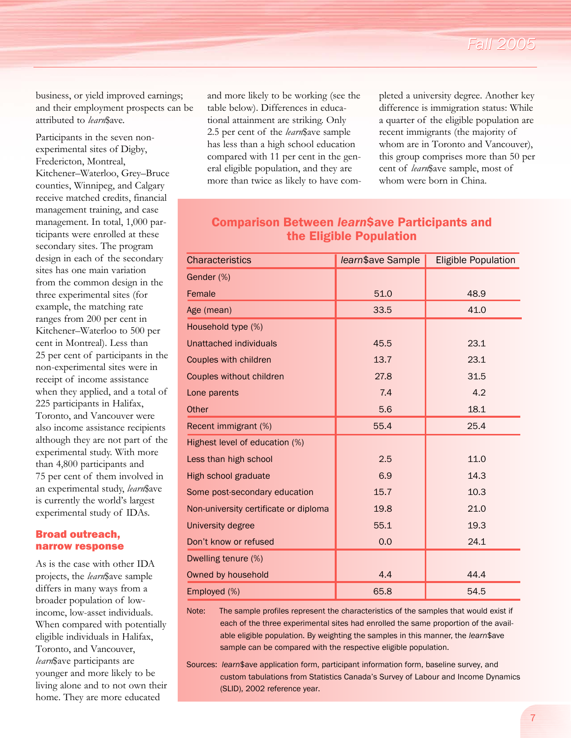business, or yield improved earnings; and their employment prospects can be attributed to *learn*$ave.

Participants in the seven non-experimental sites of Digby, Fredericton, Montreal, Kitchener–Waterloo, Grey–Bruce counties, Winnipeg, and Calgary receive matched credits, financial management training, and case management. In total, 1,000 participants were enrolled at these secondary sites. The program design in each of the secondary sites has one main variation from the common design in the three experimental sites (for example, the matching rate ranges from 200 per cent in Kitchener–Waterloo to 500 per cent in Montreal). Less than 25 per cent of participants in the non-experimental sites were in receipt of income assistance when they applied, and a total of 225 participants in Halifax, Toronto, and Vancouver were also income assistance recipients although they are not part of the experimental study. With more than 4,800 participants and 75 per cent of them involved in an experimental study, *learn*$ave is currently the world's largest experimental study of IDAs.

## Broad outreach, narrow response

As is the case with other IDA projects, the *learn*$ave sample differs in many ways from a broader population of low-income, low-asset individuals. When compared with potentially eligible individuals in Halifax, Toronto, and Vancouver, *learn*$ave participants are younger and more likely to be living alone and to not own their home. They are more educated and more likely to be working (see the table below). Differences in educational attainment are striking. Only 2.5 per cent of the *learn*$ave sample has less than a high school education compared with 11 per cent in the general eligible population, and they are more than twice as likely to have completed a university degree. Another key difference is immigration status: While a quarter of the eligible population are recent immigrants (the majority of whom are in Toronto and Vancouver), this group comprises more than 50 per cent of *learn*$ave sample, most of whom were born in China.

### Comparison Between *learn*$ave Participants and the Eligible Population

| Characteristics | *learn*$ave Sample | Eligible Population |
|---|---|---|
| Gender (%) | | |
| Female | 51.0 | 48.9 |
| Age (mean) | 33.5 | 41.0 |
| Household type (%) | | |
| Unattached individuals | 45.5 | 23.1 |
| Couples with children | 13.7 | 23.1 |
| Couples without children | 27.8 | 31.5 |
| Lone parents | 7.4 | 4.2 |
| Other | 5.6 | 18.1 |
| Recent immigrant (%) | 55.4 | 25.4 |
| Highest level of education (%) | | |
| Less than high school | 2.5 | 11.0 |
| High school graduate | 6.9 | 14.3 |
| Some post-secondary education | 15.7 | 10.3 |
| Non-university certificate or diploma | 19.8 | 21.0 |
| University degree | 55.1 | 19.3 |
| Don't know or refused | 0.0 | 24.1 |
| Dwelling tenure (%) | | |
| Owned by household | 4.4 | 44.4 |
| Employed (%) | 65.8 | 54.5 |

Note: The sample profiles represent the characteristics of the samples that would exist if each of the three experimental sites had enrolled the same proportion of the available eligible population. By weighting the samples in this manner, the *learn*$ave sample can be compared with the respective eligible population.

Sources: *learn*$ave application form, participant information form, baseline survey, and custom tabulations from Statistics Canada's Survey of Labour and Income Dynamics (SLID), 2002 reference year.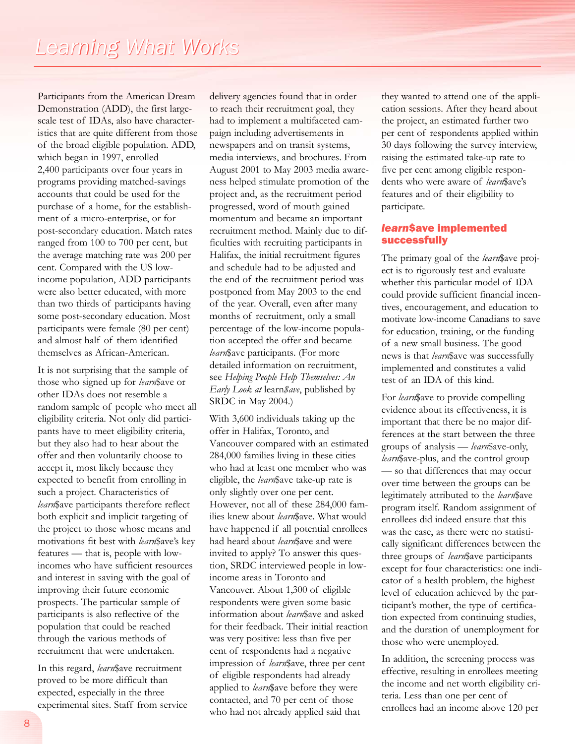Participants from the American Dream Demonstration (ADD), the first large-scale test of IDAs, also have characteristics that are quite different from those of the broad eligible population. ADD, which began in 1997, enrolled 2,400 participants over four years in programs providing matched-savings accounts that could be used for the purchase of a home, for the establishment of a micro-enterprise, or for post-secondary education. Match rates ranged from 100 to 700 per cent, but the average matching rate was 200 per cent. Compared with the US low-income population, ADD participants were also better educated, with more than two thirds of participants having some post-secondary education. Most participants were female (80 per cent) and almost half of them identified themselves as African-American.

It is not surprising that the sample of those who signed up for *learn*\$ave or other IDAs does not resemble a random sample of people who meet all eligibility criteria. Not only did participants have to meet eligibility criteria, but they also had to hear about the offer and then voluntarily choose to accept it, most likely because they expected to benefit from enrolling in such a project. Characteristics of *learn*\$ave participants therefore reflect both explicit and implicit targeting of the project to those whose means and motivations fit best with *learn*\$ave's key features — that is, people with low-incomes who have sufficient resources and interest in saving with the goal of improving their future economic prospects. The particular sample of participants is also reflective of the population that could be reached through the various methods of recruitment that were undertaken.

In this regard, *learn*\$ave recruitment proved to be more difficult than expected, especially in the three experimental sites. Staff from service delivery agencies found that in order to reach their recruitment goal, they had to implement a multifaceted campaign including advertisements in newspapers and on transit systems, media interviews, and brochures. From August 2001 to May 2003 media awareness helped stimulate promotion of the project and, as the recruitment period progressed, word of mouth gained momentum and became an important recruitment method. Mainly due to difficulties with recruiting participants in Halifax, the initial recruitment figures and the schedule had to be adjusted and the end of the recruitment period was postponed from May 2003 to the end of the year. Overall, even after many months of recruitment, only a small percentage of the low-income population accepted the offer and became *learn*\$ave participants. (For more detailed information on recruitment, see *Helping People Help Themselves: An Early Look at* learn*\$ave*, published by SRDC in May 2004.)

With 3,600 individuals taking up the offer in Halifax, Toronto, and Vancouver compared with an estimated 284,000 families living in these cities who had at least one member who was eligible, the *learn*\$ave take-up rate is only slightly over one per cent. However, not all of these 284,000 families knew about *learn*\$ave. What would have happened if all potential enrollees had heard about *learn*\$ave and were invited to apply? To answer this question, SRDC interviewed people in low-income areas in Toronto and Vancouver. About 1,300 of eligible respondents were given some basic information about *learn*\$ave and asked for their feedback. Their initial reaction was very positive: less than five per cent of respondents had a negative impression of *learn*\$ave, three per cent of eligible respondents had already applied to *learn*\$ave before they were contacted, and 70 per cent of those who had not already applied said that they wanted to attend one of the application sessions. After they heard about the project, an estimated further two per cent of respondents applied within 30 days following the survey interview, raising the estimated take-up rate to five per cent among eligible respondents who were aware of *learn*\$ave's features and of their eligibility to participate.

## *learn*\$ave implemented successfully

The primary goal of the *learn*\$ave project is to rigorously test and evaluate whether this particular model of IDA could provide sufficient financial incentives, encouragement, and education to motivate low-income Canadians to save for education, training, or the funding of a new small business. The good news is that *learn*\$ave was successfully implemented and constitutes a valid test of an IDA of this kind.

For *learn*\$ave to provide compelling evidence about its effectiveness, it is important that there be no major differences at the start between the three groups of analysis — *learn*\$ave-only, *learn*\$ave-plus, and the control group — so that differences that may occur over time between the groups can be legitimately attributed to the *learn*\$ave program itself. Random assignment of enrollees did indeed ensure that this was the case, as there were no statistically significant differences between the three groups of *learn*\$ave participants except for four characteristics: one indicator of a health problem, the highest level of education achieved by the participant's mother, the type of certification expected from continuing studies, and the duration of unemployment for those who were unemployed.

In addition, the screening process was effective, resulting in enrollees meeting the income and net worth eligibility criteria. Less than one per cent of enrollees had an income above 120 per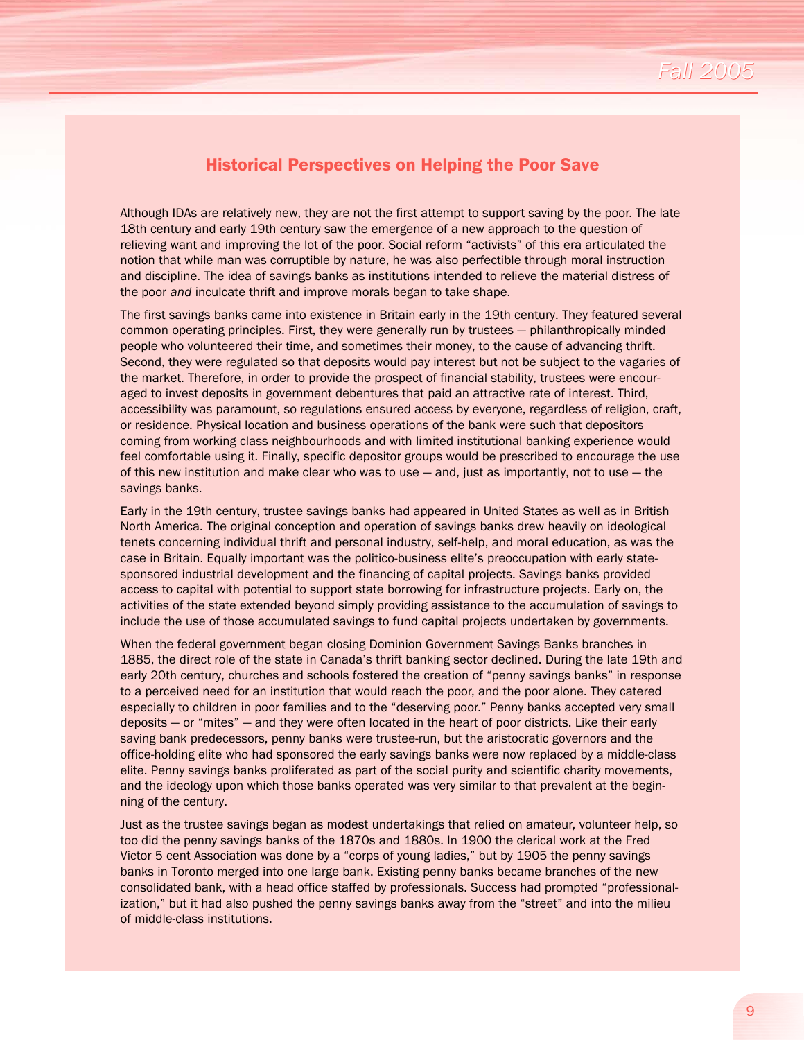## Historical Perspectives on Helping the Poor Save

Although IDAs are relatively new, they are not the first attempt to support saving by the poor. The late 18th century and early 19th century saw the emergence of a new approach to the question of relieving want and improving the lot of the poor. Social reform "activists" of this era articulated the notion that while man was corruptible by nature, he was also perfectible through moral instruction and discipline. The idea of savings banks as institutions intended to relieve the material distress of the poor *and* inculcate thrift and improve morals began to take shape.

The first savings banks came into existence in Britain early in the 19th century. They featured several common operating principles. First, they were generally run by trustees — philanthropically minded people who volunteered their time, and sometimes their money, to the cause of advancing thrift. Second, they were regulated so that deposits would pay interest but not be subject to the vagaries of the market. Therefore, in order to provide the prospect of financial stability, trustees were encouraged to invest deposits in government debentures that paid an attractive rate of interest. Third, accessibility was paramount, so regulations ensured access by everyone, regardless of religion, craft, or residence. Physical location and business operations of the bank were such that depositors coming from working class neighbourhoods and with limited institutional banking experience would feel comfortable using it. Finally, specific depositor groups would be prescribed to encourage the use of this new institution and make clear who was to use — and, just as importantly, not to use — the savings banks.

Early in the 19th century, trustee savings banks had appeared in United States as well as in British North America. The original conception and operation of savings banks drew heavily on ideological tenets concerning individual thrift and personal industry, self-help, and moral education, as was the case in Britain. Equally important was the politico-business elite's preoccupation with early state-sponsored industrial development and the financing of capital projects. Savings banks provided access to capital with potential to support state borrowing for infrastructure projects. Early on, the activities of the state extended beyond simply providing assistance to the accumulation of savings to include the use of those accumulated savings to fund capital projects undertaken by governments.

When the federal government began closing Dominion Government Savings Banks branches in 1885, the direct role of the state in Canada's thrift banking sector declined. During the late 19th and early 20th century, churches and schools fostered the creation of "penny savings banks" in response to a perceived need for an institution that would reach the poor, and the poor alone. They catered especially to children in poor families and to the "deserving poor." Penny banks accepted very small deposits — or "mites" — and they were often located in the heart of poor districts. Like their early saving bank predecessors, penny banks were trustee-run, but the aristocratic governors and the office-holding elite who had sponsored the early savings banks were now replaced by a middle-class elite. Penny savings banks proliferated as part of the social purity and scientific charity movements, and the ideology upon which those banks operated was very similar to that prevalent at the beginning of the century.

Just as the trustee savings began as modest undertakings that relied on amateur, volunteer help, so too did the penny savings banks of the 1870s and 1880s. In 1900 the clerical work at the Fred Victor 5 cent Association was done by a "corps of young ladies," but by 1905 the penny savings banks in Toronto merged into one large bank. Existing penny banks became branches of the new consolidated bank, with a head office staffed by professionals. Success had prompted "professionalization," but it had also pushed the penny savings banks away from the "street" and into the milieu of middle-class institutions.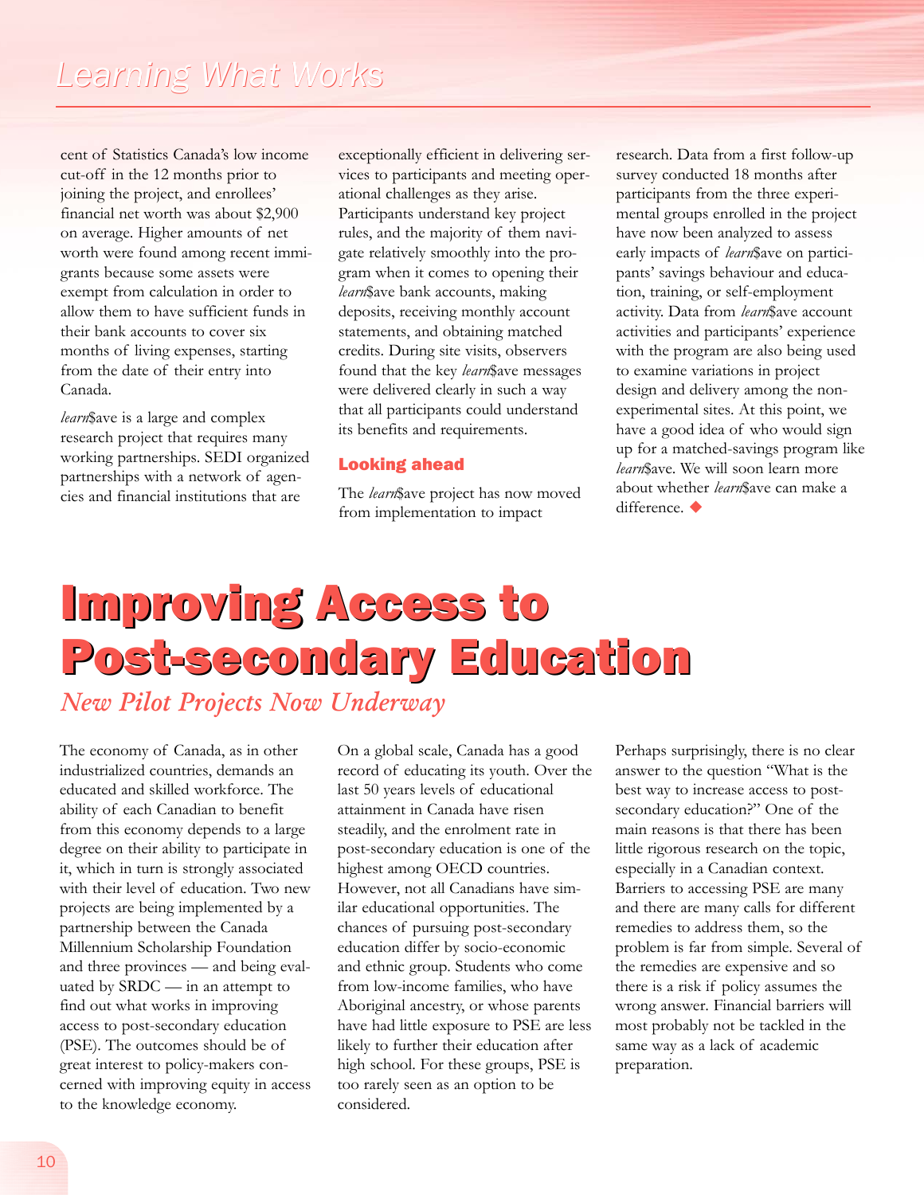cent of Statistics Canada's low income cut-off in the 12 months prior to joining the project, and enrollees' financial net worth was about $2,900 on average. Higher amounts of net worth were found among recent immigrants because some assets were exempt from calculation in order to allow them to have sufficient funds in their bank accounts to cover six months of living expenses, starting from the date of their entry into Canada.

*learn*$ave is a large and complex research project that requires many working partnerships. SEDI organized partnerships with a network of agencies and financial institutions that are exceptionally efficient in delivering services to participants and meeting operational challenges as they arise. Participants understand key project rules, and the majority of them navigate relatively smoothly into the program when it comes to opening their *learn*$ave bank accounts, making deposits, receiving monthly account statements, and obtaining matched credits. During site visits, observers found that the key *learn*$ave messages were delivered clearly in such a way that all participants could understand its benefits and requirements.

### Looking ahead

The *learn*$ave project has now moved from implementation to impact research. Data from a first follow-up survey conducted 18 months after participants from the three experimental groups enrolled in the project have now been analyzed to assess early impacts of *learn*$ave on participants' savings behaviour and education, training, or self-employment activity. Data from *learn*$ave account activities and participants' experience with the program are also being used to examine variations in project design and delivery among the non-experimental sites. At this point, we have a good idea of who would sign up for a matched-savings program like *learn*$ave. We will soon learn more about whether *learn*$ave can make a difference. ◆

# Improving Access to Post-secondary Education

*New Pilot Projects Now Underway*

The economy of Canada, as in other industrialized countries, demands an educated and skilled workforce. The ability of each Canadian to benefit from this economy depends to a large degree on their ability to participate in it, which in turn is strongly associated with their level of education. Two new projects are being implemented by a partnership between the Canada Millennium Scholarship Foundation and three provinces — and being evaluated by SRDC — in an attempt to find out what works in improving access to post-secondary education (PSE). The outcomes should be of great interest to policy-makers concerned with improving equity in access to the knowledge economy.

On a global scale, Canada has a good record of educating its youth. Over the last 50 years levels of educational attainment in Canada have risen steadily, and the enrolment rate in post-secondary education is one of the highest among OECD countries. However, not all Canadians have similar educational opportunities. The chances of pursuing post-secondary education differ by socio-economic and ethnic group. Students who come from low-income families, who have Aboriginal ancestry, or whose parents have had little exposure to PSE are less likely to further their education after high school. For these groups, PSE is too rarely seen as an option to be considered.

Perhaps surprisingly, there is no clear answer to the question "What is the best way to increase access to post-secondary education?" One of the main reasons is that there has been little rigorous research on the topic, especially in a Canadian context. Barriers to accessing PSE are many and there are many calls for different remedies to address them, so the problem is far from simple. Several of the remedies are expensive and so there is a risk if policy assumes the wrong answer. Financial barriers will most probably not be tackled in the same way as a lack of academic preparation.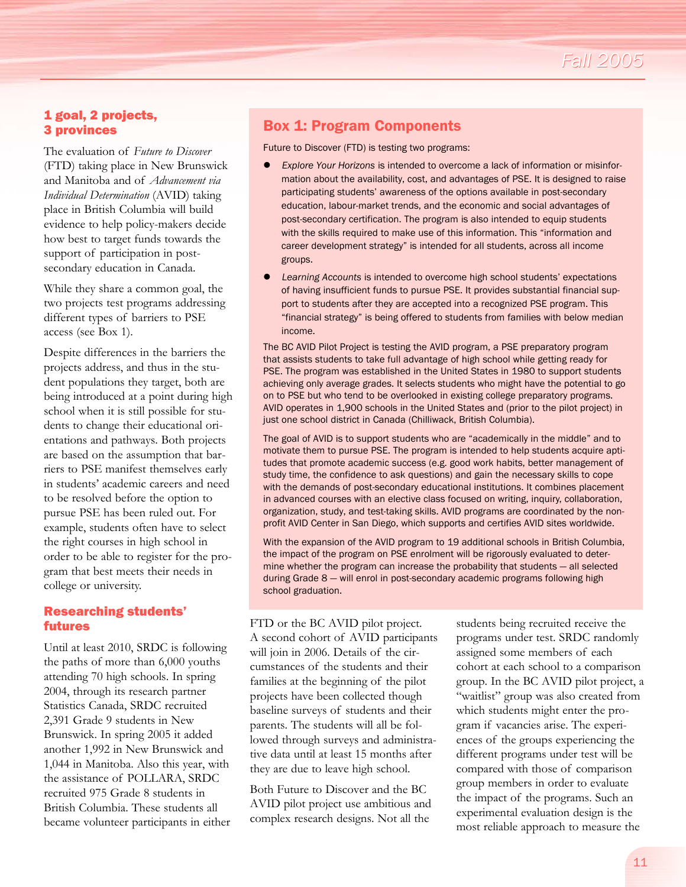## 1 goal, 2 projects, 3 provinces

The evaluation of *Future to Discover* (FTD) taking place in New Brunswick and Manitoba and of *Advancement via Individual Determination* (AVID) taking place in British Columbia will build evidence to help policy-makers decide how best to target funds towards the support of participation in post-secondary education in Canada.

While they share a common goal, the two projects test programs addressing different types of barriers to PSE access (see Box 1).

Despite differences in the barriers the projects address, and thus in the student populations they target, both are being introduced at a point during high school when it is still possible for students to change their educational orientations and pathways. Both projects are based on the assumption that barriers to PSE manifest themselves early in students' academic careers and need to be resolved before the option to pursue PSE has been ruled out. For example, students often have to select the right courses in high school in order to be able to register for the program that best meets their needs in college or university.

## Box 1: Program Components

Future to Discover (FTD) is testing two programs:

- *Explore Your Horizons* is intended to overcome a lack of information or misinformation about the availability, cost, and advantages of PSE. It is designed to raise participating students' awareness of the options available in post-secondary education, labour-market trends, and the economic and social advantages of post-secondary certification. The program is also intended to equip students with the skills required to make use of this information. This "information and career development strategy" is intended for all students, across all income groups.
- *Learning Accounts* is intended to overcome high school students' expectations of having insufficient funds to pursue PSE. It provides substantial financial support to students after they are accepted into a recognized PSE program. This "financial strategy" is being offered to students from families with below median income.

The BC AVID Pilot Project is testing the AVID program, a PSE preparatory program that assists students to take full advantage of high school while getting ready for PSE. The program was established in the United States in 1980 to support students achieving only average grades. It selects students who might have the potential to go on to PSE but who tend to be overlooked in existing college preparatory programs. AVID operates in 1,900 schools in the United States and (prior to the pilot project) in just one school district in Canada (Chilliwack, British Columbia).

The goal of AVID is to support students who are "academically in the middle" and to motivate them to pursue PSE. The program is intended to help students acquire aptitudes that promote academic success (e.g. good work habits, better management of study time, the confidence to ask questions) and gain the necessary skills to cope with the demands of post-secondary educational institutions. It combines placement in advanced courses with an elective class focused on writing, inquiry, collaboration, organization, study, and test-taking skills. AVID programs are coordinated by the non-profit AVID Center in San Diego, which supports and certifies AVID sites worldwide.

With the expansion of the AVID program to 19 additional schools in British Columbia, the impact of the program on PSE enrolment will be rigorously evaluated to determine whether the program can increase the probability that students — all selected during Grade 8 — will enrol in post-secondary academic programs following high school graduation.

## Researching students' futures

Until at least 2010, SRDC is following the paths of more than 6,000 youths attending 70 high schools. In spring 2004, through its research partner Statistics Canada, SRDC recruited 2,391 Grade 9 students in New Brunswick. In spring 2005 it added another 1,992 in New Brunswick and 1,044 in Manitoba. Also this year, with the assistance of POLLARA, SRDC recruited 975 Grade 8 students in British Columbia. These students all became volunteer participants in either FTD or the BC AVID pilot project. A second cohort of AVID participants will join in 2006. Details of the circumstances of the students and their families at the beginning of the pilot projects have been collected though baseline surveys of students and their parents. The students will all be followed through surveys and administrative data until at least 15 months after they are due to leave high school.

Both Future to Discover and the BC AVID pilot project use ambitious and complex research designs. Not all the students being recruited receive the programs under test. SRDC randomly assigned some members of each cohort at each school to a comparison group. In the BC AVID pilot project, a "waitlist" group was also created from which students might enter the program if vacancies arise. The experiences of the groups experiencing the different programs under test will be compared with those of comparison group members in order to evaluate the impact of the programs. Such an experimental evaluation design is the most reliable approach to measure the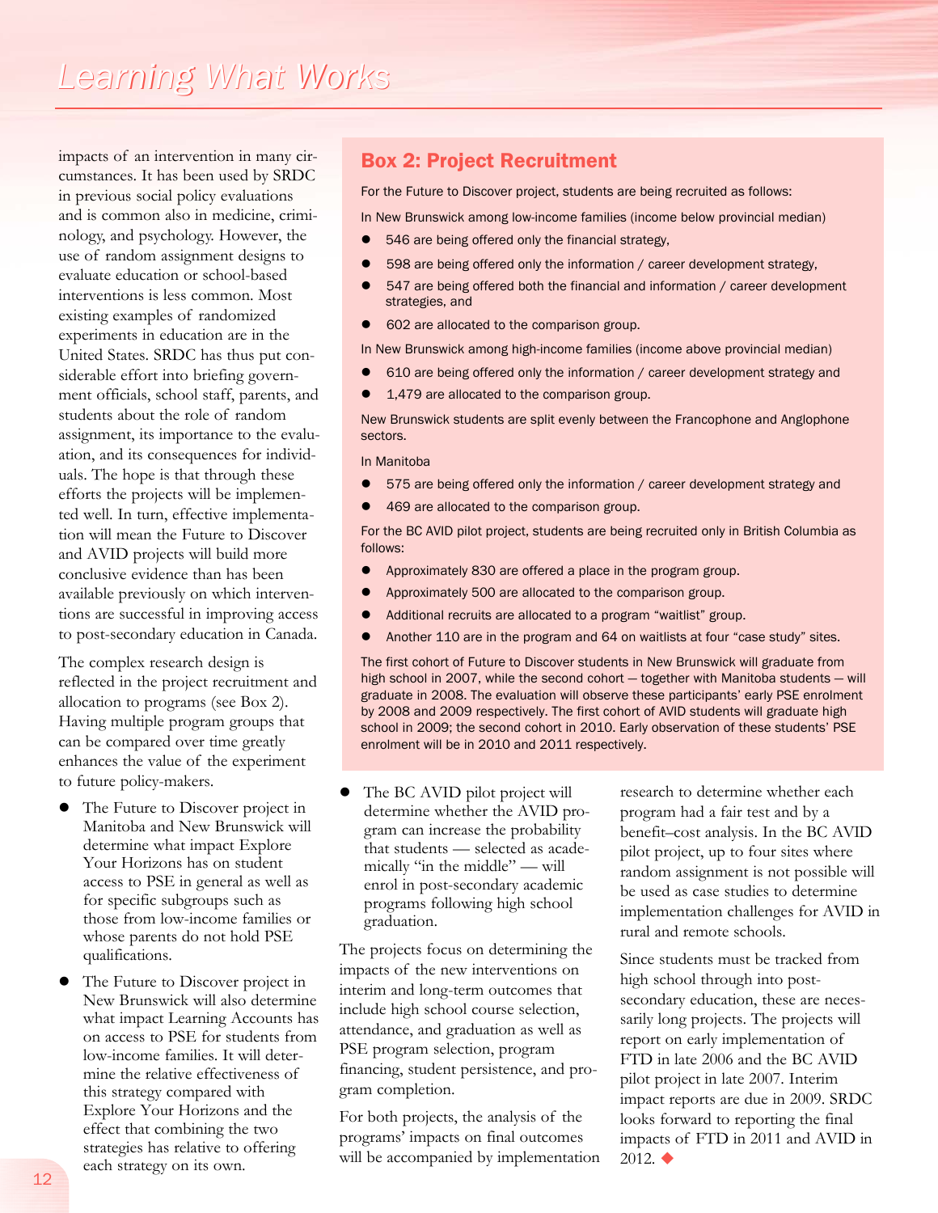impacts of an intervention in many circumstances. It has been used by SRDC in previous social policy evaluations and is common also in medicine, criminology, and psychology. However, the use of random assignment designs to evaluate education or school-based interventions is less common. Most existing examples of randomized experiments in education are in the United States. SRDC has thus put considerable effort into briefing government officials, school staff, parents, and students about the role of random assignment, its importance to the evaluation, and its consequences for individuals. The hope is that through these efforts the projects will be implemented well. In turn, effective implementation will mean the Future to Discover and AVID projects will build more conclusive evidence than has been available previously on which interventions are successful in improving access to post-secondary education in Canada.

The complex research design is reflected in the project recruitment and allocation to programs (see Box 2). Having multiple program groups that can be compared over time greatly enhances the value of the experiment to future policy-makers.

- The Future to Discover project in Manitoba and New Brunswick will determine what impact Explore Your Horizons has on student access to PSE in general as well as for specific subgroups such as those from low-income families or whose parents do not hold PSE qualifications.
- The Future to Discover project in New Brunswick will also determine what impact Learning Accounts has on access to PSE for students from low-income families. It will determine the relative effectiveness of this strategy compared with Explore Your Horizons and the effect that combining the two strategies has relative to offering each strategy on its own.
- The BC AVID pilot project will determine whether the AVID program can increase the probability that students — selected as academically "in the middle" — will enrol in post-secondary academic programs following high school graduation.

The projects focus on determining the impacts of the new interventions on interim and long-term outcomes that include high school course selection, attendance, and graduation as well as PSE program selection, program financing, student persistence, and program completion.

For both projects, the analysis of the programs' impacts on final outcomes will be accompanied by implementation research to determine whether each program had a fair test and by a benefit–cost analysis. In the BC AVID pilot project, up to four sites where random assignment is not possible will be used as case studies to determine implementation challenges for AVID in rural and remote schools.

Since students must be tracked from high school through into post-secondary education, these are necessarily long projects. The projects will report on early implementation of FTD in late 2006 and the BC AVID pilot project in late 2007. Interim impact reports are due in 2009. SRDC looks forward to reporting the final impacts of FTD in 2011 and AVID in 2012. ◆

## Box 2: Project Recruitment

For the Future to Discover project, students are being recruited as follows:

In New Brunswick among low-income families (income below provincial median)

- 546 are being offered only the financial strategy,
- 598 are being offered only the information / career development strategy,
- 547 are being offered both the financial and information / career development strategies, and
- 602 are allocated to the comparison group.

In New Brunswick among high-income families (income above provincial median)

- 610 are being offered only the information / career development strategy and
- 1,479 are allocated to the comparison group.

New Brunswick students are split evenly between the Francophone and Anglophone sectors.

In Manitoba

- 575 are being offered only the information / career development strategy and
- 469 are allocated to the comparison group.

For the BC AVID pilot project, students are being recruited only in British Columbia as follows:

- Approximately 830 are offered a place in the program group.
- Approximately 500 are allocated to the comparison group.
- Additional recruits are allocated to a program "waitlist" group.
- Another 110 are in the program and 64 on waitlists at four "case study" sites.

The first cohort of Future to Discover students in New Brunswick will graduate from high school in 2007, while the second cohort — together with Manitoba students — will graduate in 2008. The evaluation will observe these participants' early PSE enrolment by 2008 and 2009 respectively. The first cohort of AVID students will graduate high school in 2009; the second cohort in 2010. Early observation of these students' PSE enrolment will be in 2010 and 2011 respectively.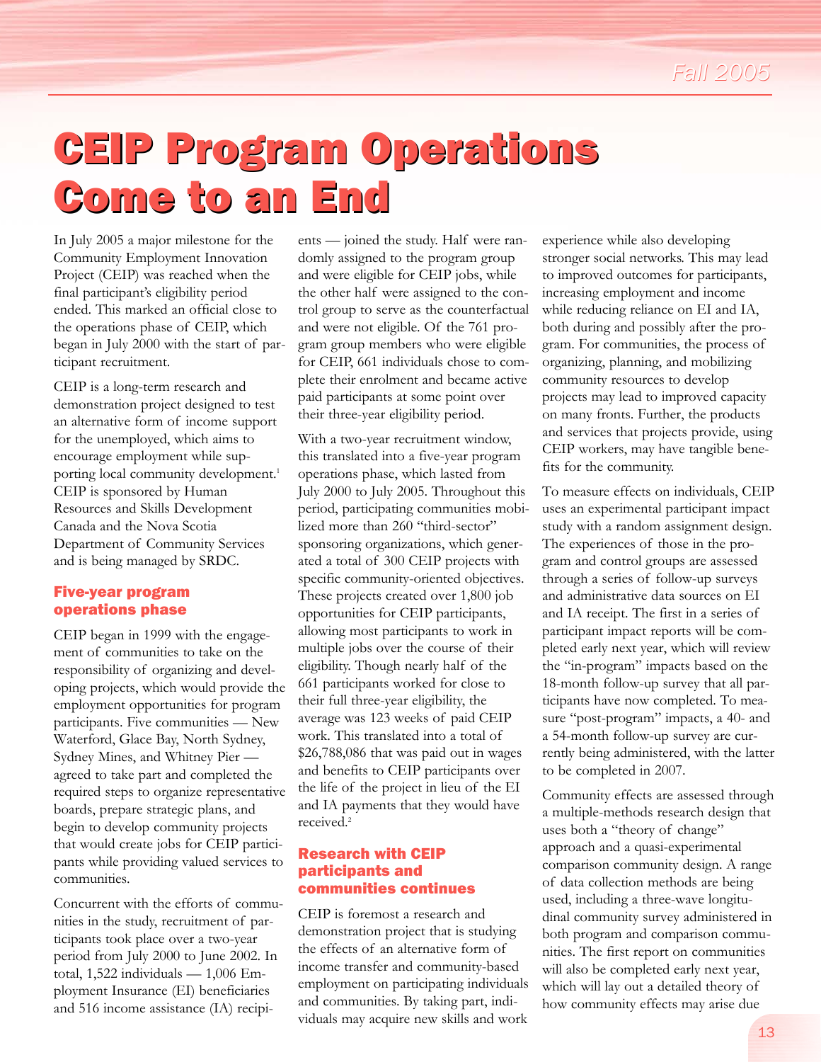# CEIP Program Operations Come to an End

In July 2005 a major milestone for the Community Employment Innovation Project (CEIP) was reached when the final participant's eligibility period ended. This marked an official close to the operations phase of CEIP, which began in July 2000 with the start of participant recruitment.

CEIP is a long-term research and demonstration project designed to test an alternative form of income support for the unemployed, which aims to encourage employment while supporting local community development.[1] CEIP is sponsored by Human Resources and Skills Development Canada and the Nova Scotia Department of Community Services and is being managed by SRDC.

## Five-year program operations phase

CEIP began in 1999 with the engagement of communities to take on the responsibility of organizing and developing projects, which would provide the employment opportunities for program participants. Five communities — New Waterford, Glace Bay, North Sydney, Sydney Mines, and Whitney Pier — agreed to take part and completed the required steps to organize representative boards, prepare strategic plans, and begin to develop community projects that would create jobs for CEIP participants while providing valued services to communities.

Concurrent with the efforts of communities in the study, recruitment of participants took place over a two-year period from July 2000 to June 2002. In total, 1,522 individuals — 1,006 Employment Insurance (EI) beneficiaries and 516 income assistance (IA) recipients — joined the study. Half were randomly assigned to the program group and were eligible for CEIP jobs, while the other half were assigned to the control group to serve as the counterfactual and were not eligible. Of the 761 program group members who were eligible for CEIP, 661 individuals chose to complete their enrolment and became active paid participants at some point over their three-year eligibility period.

With a two-year recruitment window, this translated into a five-year program operations phase, which lasted from July 2000 to July 2005. Throughout this period, participating communities mobilized more than 260 "third-sector" sponsoring organizations, which generated a total of 300 CEIP projects with specific community-oriented objectives. These projects created over 1,800 job opportunities for CEIP participants, allowing most participants to work in multiple jobs over the course of their eligibility. Though nearly half of the 661 participants worked for close to their full three-year eligibility, the average was 123 weeks of paid CEIP work. This translated into a total of $26,788,086 that was paid out in wages and benefits to CEIP participants over the life of the project in lieu of the EI and IA payments that they would have received.[2]

## Research with CEIP participants and communities continues

CEIP is foremost a research and demonstration project that is studying the effects of an alternative form of income transfer and community-based employment on participating individuals and communities. By taking part, individuals may acquire new skills and work experience while also developing stronger social networks. This may lead to improved outcomes for participants, increasing employment and income while reducing reliance on EI and IA, both during and possibly after the program. For communities, the process of organizing, planning, and mobilizing community resources to develop projects may lead to improved capacity on many fronts. Further, the products and services that projects provide, using CEIP workers, may have tangible benefits for the community.

To measure effects on individuals, CEIP uses an experimental participant impact study with a random assignment design. The experiences of those in the program and control groups are assessed through a series of follow-up surveys and administrative data sources on EI and IA receipt. The first in a series of participant impact reports will be completed early next year, which will review the "in-program" impacts based on the 18-month follow-up survey that all participants have now completed. To measure "post-program" impacts, a 40- and a 54-month follow-up survey are currently being administered, with the latter to be completed in 2007.

Community effects are assessed through a multiple-methods research design that uses both a "theory of change" approach and a quasi-experimental comparison community design. A range of data collection methods are being used, including a three-wave longitudinal community survey administered in both program and comparison communities. The first report on communities will also be completed early next year, which will lay out a detailed theory of how community effects may arise due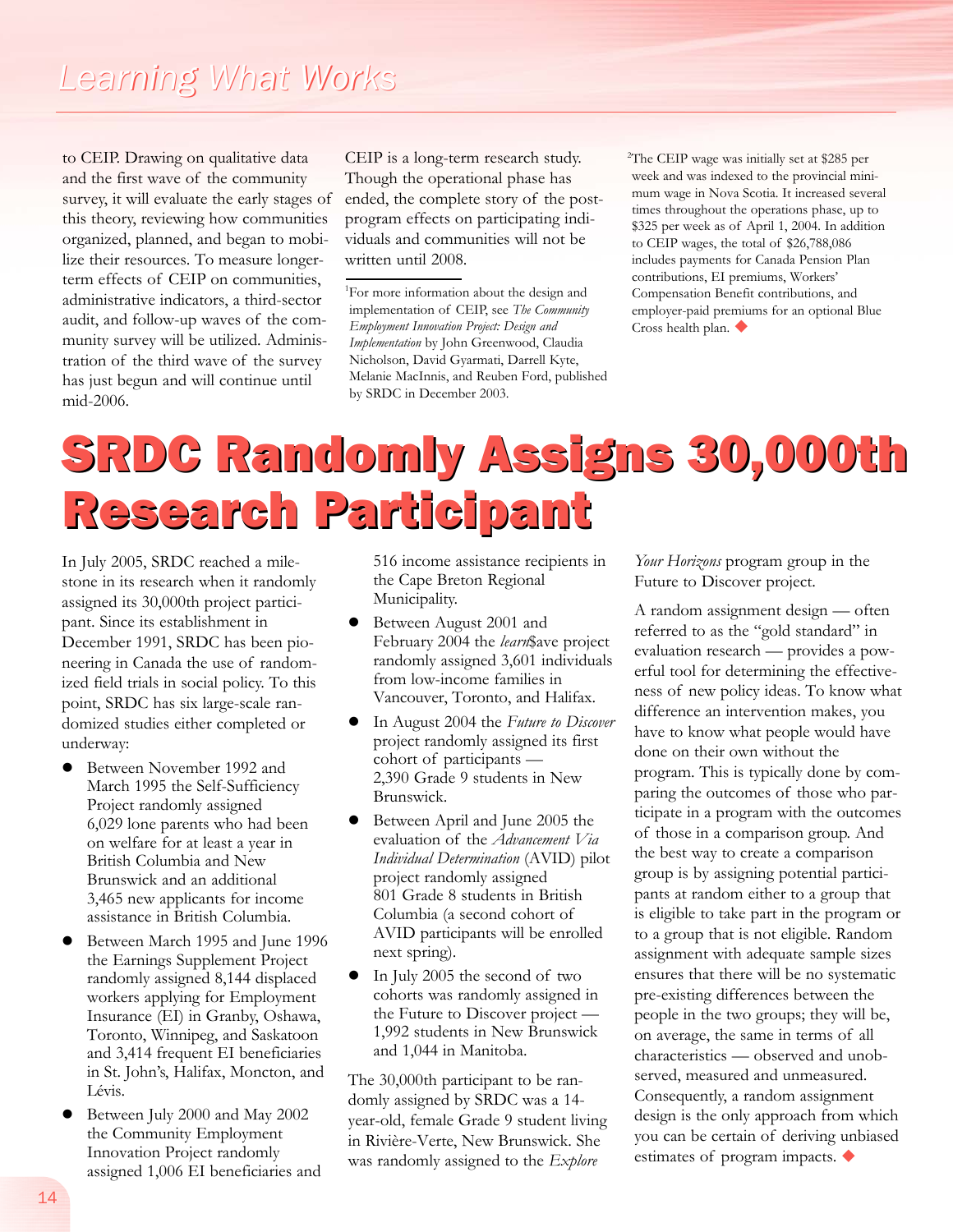to CEIP. Drawing on qualitative data and the first wave of the community survey, it will evaluate the early stages of this theory, reviewing how communities organized, planned, and began to mobilize their resources. To measure longer-term effects of CEIP on communities, administrative indicators, a third-sector audit, and follow-up waves of the community survey will be utilized. Administration of the third wave of the survey has just begun and will continue until mid-2006.

CEIP is a long-term research study. Though the operational phase has ended, the complete story of the post-program effects on participating individuals and communities will not be written until 2008.

[1]For more information about the design and implementation of CEIP, see *The Community Employment Innovation Project: Design and Implementation* by John Greenwood, Claudia Nicholson, David Gyarmati, Darrell Kyte, Melanie MacInnis, and Reuben Ford, published by SRDC in December 2003.

[2]The CEIP wage was initially set at $285 per week and was indexed to the provincial minimum wage in Nova Scotia. It increased several times throughout the operations phase, up to $325 per week as of April 1, 2004. In addition to CEIP wages, the total of $26,788,086 includes payments for Canada Pension Plan contributions, EI premiums, Workers' Compensation Benefit contributions, and employer-paid premiums for an optional Blue Cross health plan. ◆

# SRDC Randomly Assigns 30,000th Research Participant

In July 2005, SRDC reached a milestone in its research when it randomly assigned its 30,000th project participant. Since its establishment in December 1991, SRDC has been pioneering in Canada the use of randomized field trials in social policy. To this point, SRDC has six large-scale randomized studies either completed or underway:

- Between November 1992 and March 1995 the Self-Sufficiency Project randomly assigned 6,029 lone parents who had been on welfare for at least a year in British Columbia and New Brunswick and an additional 3,465 new applicants for income assistance in British Columbia.
- Between March 1995 and June 1996 the Earnings Supplement Project randomly assigned 8,144 displaced workers applying for Employment Insurance (EI) in Granby, Oshawa, Toronto, Winnipeg, and Saskatoon and 3,414 frequent EI beneficiaries in St. John's, Halifax, Moncton, and Lévis.
- Between July 2000 and May 2002 the Community Employment Innovation Project randomly assigned 1,006 EI beneficiaries and 516 income assistance recipients in the Cape Breton Regional Municipality.
- Between August 2001 and February 2004 the *learn*$ave project randomly assigned 3,601 individuals from low-income families in Vancouver, Toronto, and Halifax.
- In August 2004 the *Future to Discover* project randomly assigned its first cohort of participants — 2,390 Grade 9 students in New Brunswick.
- Between April and June 2005 the evaluation of the *Advancement Via Individual Determination* (AVID) pilot project randomly assigned 801 Grade 8 students in British Columbia (a second cohort of AVID participants will be enrolled next spring).
- In July 2005 the second of two cohorts was randomly assigned in the Future to Discover project — 1,992 students in New Brunswick and 1,044 in Manitoba.

The 30,000th participant to be randomly assigned by SRDC was a 14-year-old, female Grade 9 student living in Rivière-Verte, New Brunswick. She was randomly assigned to the *Explore Your Horizons* program group in the Future to Discover project.

A random assignment design — often referred to as the "gold standard" in evaluation research — provides a powerful tool for determining the effectiveness of new policy ideas. To know what difference an intervention makes, you have to know what people would have done on their own without the program. This is typically done by comparing the outcomes of those who participate in a program with the outcomes of those in a comparison group. And the best way to create a comparison group is by assigning potential participants at random either to a group that is eligible to take part in the program or to a group that is not eligible. Random assignment with adequate sample sizes ensures that there will be no systematic pre-existing differences between the people in the two groups; they will be, on average, the same in terms of all characteristics — observed and unobserved, measured and unmeasured. Consequently, a random assignment design is the only approach from which you can be certain of deriving unbiased estimates of program impacts. ◆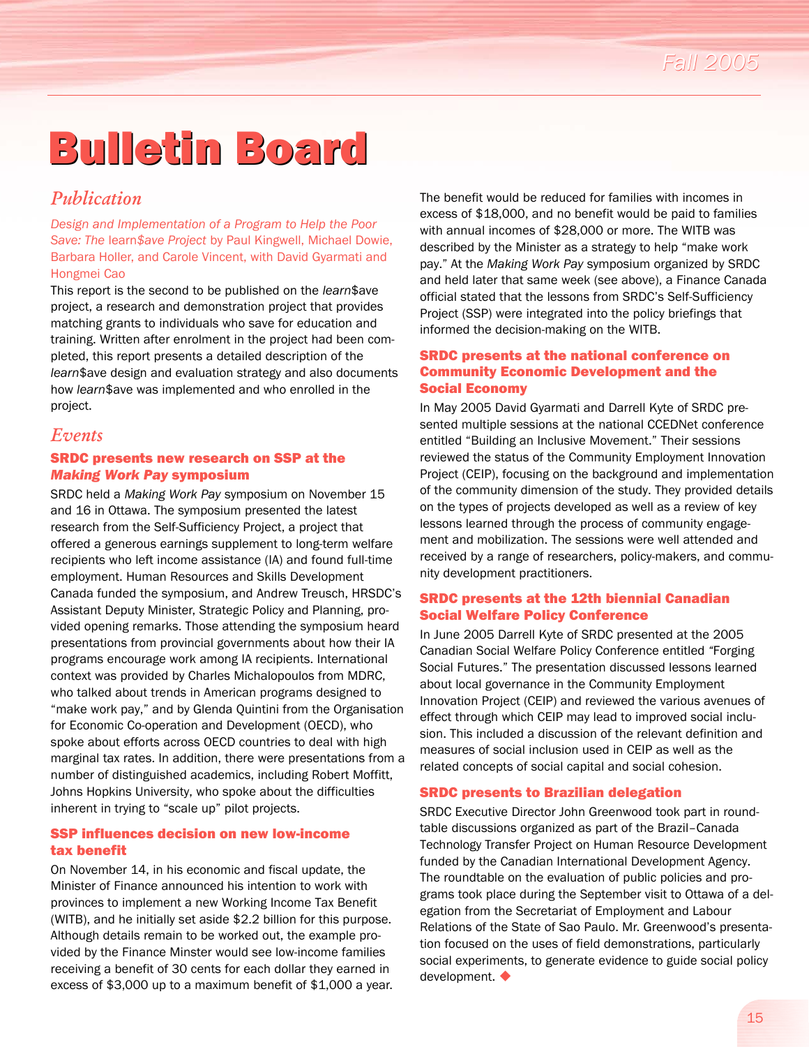# Bulletin Board

## Publication

*Design and Implementation of a Program to Help the Poor Save: The* learn$ave *Project* by Paul Kingwell, Michael Dowie, Barbara Holler, and Carole Vincent, with David Gyarmati and Hongmei Cao

This report is the second to be published on the *learn*$ave project, a research and demonstration project that provides matching grants to individuals who save for education and training. Written after enrolment in the project had been completed, this report presents a detailed description of the *learn*$ave design and evaluation strategy and also documents how *learn*$ave was implemented and who enrolled in the project.

## Events

### SRDC presents new research on SSP at the *Making Work Pay* symposium

SRDC held a *Making Work Pay* symposium on November 15 and 16 in Ottawa. The symposium presented the latest research from the Self-Sufficiency Project, a project that offered a generous earnings supplement to long-term welfare recipients who left income assistance (IA) and found full-time employment. Human Resources and Skills Development Canada funded the symposium, and Andrew Treusch, HRSDC's Assistant Deputy Minister, Strategic Policy and Planning, provided opening remarks. Those attending the symposium heard presentations from provincial governments about how their IA programs encourage work among IA recipients. International context was provided by Charles Michalopoulos from MDRC, who talked about trends in American programs designed to "make work pay," and by Glenda Quintini from the Organisation for Economic Co-operation and Development (OECD), who spoke about efforts across OECD countries to deal with high marginal tax rates. In addition, there were presentations from a number of distinguished academics, including Robert Moffitt, Johns Hopkins University, who spoke about the difficulties inherent in trying to "scale up" pilot projects.

### SSP influences decision on new low-income tax benefit

On November 14, in his economic and fiscal update, the Minister of Finance announced his intention to work with provinces to implement a new Working Income Tax Benefit (WITB), and he initially set aside $2.2 billion for this purpose. Although details remain to be worked out, the example provided by the Finance Minster would see low-income families receiving a benefit of 30 cents for each dollar they earned in excess of $3,000 up to a maximum benefit of $1,000 a year. The benefit would be reduced for families with incomes in excess of $18,000, and no benefit would be paid to families with annual incomes of $28,000 or more. The WITB was described by the Minister as a strategy to help "make work pay." At the *Making Work Pay* symposium organized by SRDC and held later that same week (see above), a Finance Canada official stated that the lessons from SRDC's Self-Sufficiency Project (SSP) were integrated into the policy briefings that informed the decision-making on the WITB.

### SRDC presents at the national conference on Community Economic Development and the Social Economy

In May 2005 David Gyarmati and Darrell Kyte of SRDC presented multiple sessions at the national CCEDNet conference entitled "Building an Inclusive Movement." Their sessions reviewed the status of the Community Employment Innovation Project (CEIP), focusing on the background and implementation of the community dimension of the study. They provided details on the types of projects developed as well as a review of key lessons learned through the process of community engagement and mobilization. The sessions were well attended and received by a range of researchers, policy-makers, and community development practitioners.

### SRDC presents at the 12th biennial Canadian Social Welfare Policy Conference

In June 2005 Darrell Kyte of SRDC presented at the 2005 Canadian Social Welfare Policy Conference entitled "Forging Social Futures." The presentation discussed lessons learned about local governance in the Community Employment Innovation Project (CEIP) and reviewed the various avenues of effect through which CEIP may lead to improved social inclusion. This included a discussion of the relevant definition and measures of social inclusion used in CEIP as well as the related concepts of social capital and social cohesion.

### SRDC presents to Brazilian delegation

SRDC Executive Director John Greenwood took part in roundtable discussions organized as part of the Brazil–Canada Technology Transfer Project on Human Resource Development funded by the Canadian International Development Agency. The roundtable on the evaluation of public policies and programs took place during the September visit to Ottawa of a delegation from the Secretariat of Employment and Labour Relations of the State of Sao Paulo. Mr. Greenwood's presentation focused on the uses of field demonstrations, particularly social experiments, to generate evidence to guide social policy development. ◆